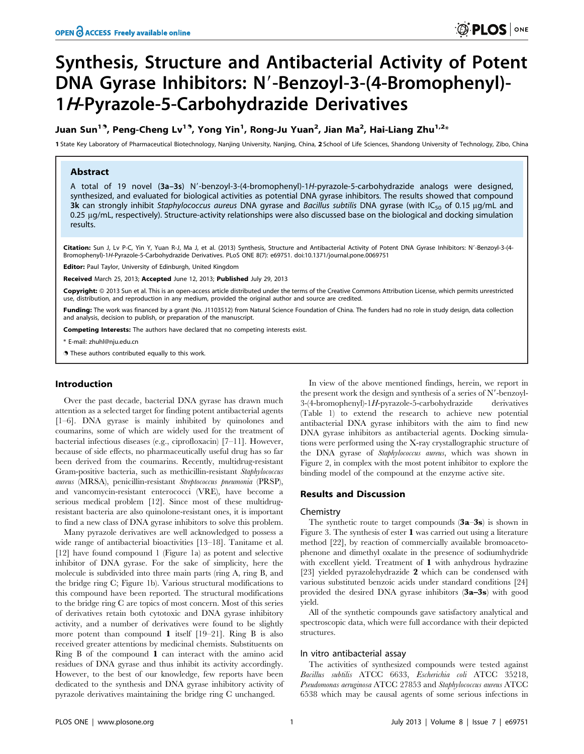# Synthesis, Structure and Antibacterial Activity of Potent DNA Gyrase Inhibitors: N′-Benzoyl-3-(4-Bromophenyl)-1*H*-Pyrazole-5-Carbohydrazide Derivatives

**Juan Sun[1]¶, Peng-Cheng Lv[1]¶, Yong Yin[1], Rong-Ju Yuan[2], Jian Ma[2], Hai-Liang Zhu[1,2]***

1 State Key Laboratory of Pharmaceutical Biotechnology, Nanjing University, Nanjing, China, 2 School of Life Sciences, Shandong University of Technology, Zibo, China

## Abstract

A total of 19 novel (**3a–3s**) N′-benzoyl-3-(4-bromophenyl)-1*H*-pyrazole-5-carbohydrazide analogs were designed, synthesized, and evaluated for biological activities as potential DNA gyrase inhibitors. The results showed that compound **3k** can strongly inhibit *Staphylococcus aureus* DNA gyrase and *Bacillus subtilis* DNA gyrase (with $IC_{50}$ of 0.15 µg/mL and 0.25 µg/mL, respectively). Structure-activity relationships were also discussed base on the biological and docking simulation results.

**Citation:** Sun J, Lv P-C, Yin Y, Yuan R-J, Ma J, et al. (2013) Synthesis, Structure and Antibacterial Activity of Potent DNA Gyrase Inhibitors: N′-Benzoyl-3-(4-Bromophenyl)-1H-Pyrazole-5-Carbohydrazide Derivatives. PLoS ONE 8(7): e69751. doi:10.1371/journal.pone.0069751

**Editor:** Paul Taylor, University of Edinburgh, United Kingdom

**Received** March 25, 2013; **Accepted** June 12, 2013; **Published** July 29, 2013

**Copyright:** © 2013 Sun et al. This is an open-access article distributed under the terms of the Creative Commons Attribution License, which permits unrestricted use, distribution, and reproduction in any medium, provided the original author and source are credited.

**Funding:** The work was financed by a grant (No. J1103512) from Natural Science Foundation of China. The funders had no role in study design, data collection and analysis, decision to publish, or preparation of the manuscript.

**Competing Interests:** The authors have declared that no competing interests exist.

\* E-mail: zhuhl@nju.edu.cn

¶ These authors contributed equally to this work.

## Introduction

Over the past decade, bacterial DNA gyrase has drawn much attention as a selected target for finding potent antibacterial agents [1–6]. DNA gyrase is mainly inhibited by quinolones and coumarins, some of which are widely used for the treatment of bacterial infectious diseases (e.g., ciprofloxacin) [7–11]. However, because of side effects, no pharmaceutically useful drug has so far been derived from the coumarins. Recently, multidrug-resistant Gram-positive bacteria, such as methicillin-resistant *Staphylococcus aureus* (MRSA), penicillin-resistant *Streptococcus pneumonia* (PRSP), and vancomycin-resistant enterococci (VRE), have become a serious medical problem [12]. Since most of these multidrug-resistant bacteria are also quinolone-resistant ones, it is important to find a new class of DNA gyrase inhibitors to solve this problem.

Many pyrazole derivatives are well acknowledged to possess a wide range of antibacterial bioactivities [13–18]. Tanitame et al. [12] have found compound 1 (Figure 1a) as potent and selective inhibitor of DNA gyrase. For the sake of simplicity, here the molecule is subdivided into three main parts (ring A, ring B, and the bridge ring C; Figure 1b). Various structural modifications to this compound have been reported. The structural modifications to the bridge ring C are topics of most concern. Most of this series of derivatives retain both cytotoxic and DNA gyrase inhibitory activity, and a number of derivatives were found to be slightly more potent than compound **1** itself [19–21]. Ring B is also received greater attentions by medicinal chemists. Substituents on Ring B of the compound **1** can interact with the amino acid residues of DNA gyrase and thus inhibit its activity accordingly. However, to the best of our knowledge, few reports have been dedicated to the synthesis and DNA gyrase inhibitory activity of pyrazole derivatives maintaining the bridge ring C unchanged.

In view of the above mentioned findings, herein, we report in the present work the design and synthesis of a series of N′-benzoyl-3-(4-bromophenyl)-1*H*-pyrazole-5-carbohydrazide derivatives (Table 1) to extend the research to achieve new potential antibacterial DNA gyrase inhibitors with the aim to find new DNA gyrase inhibitors as antibacterial agents. Docking simulations were performed using the X-ray crystallographic structure of the DNA gyrase of *Staphylococcus aureus*, which was shown in Figure 2, in complex with the most potent inhibitor to explore the binding model of the compound at the enzyme active site.

## Results and Discussion

### Chemistry

The synthetic route to target compounds (**3a**–**3s**) is shown in Figure 3. The synthesis of ester **1** was carried out using a literature method [22], by reaction of commercially available bromoacetophenone and dimethyl oxalate in the presence of sodiumhydride with excellent yield. Treatment of **1** with anhydrous hydrazine [23] yielded pyrazolehydrazide **2** which can be condensed with various substituted benzoic acids under standard conditions [24] provided the desired DNA gyrase inhibitors (**3a–3s**) with good yield.

All of the synthetic compounds gave satisfactory analytical and spectroscopic data, which were full accordance with their depicted structures.

### In vitro antibacterial assay

The activities of synthesized compounds were tested against *Bacillus subtilis* ATCC 6633, *Escherichia coli* ATCC 35218, *Pseudomonas aeruginosa* ATCC 27853 and *Staphylococcus aureus* ATCC 6538 which may be causal agents of some serious infections in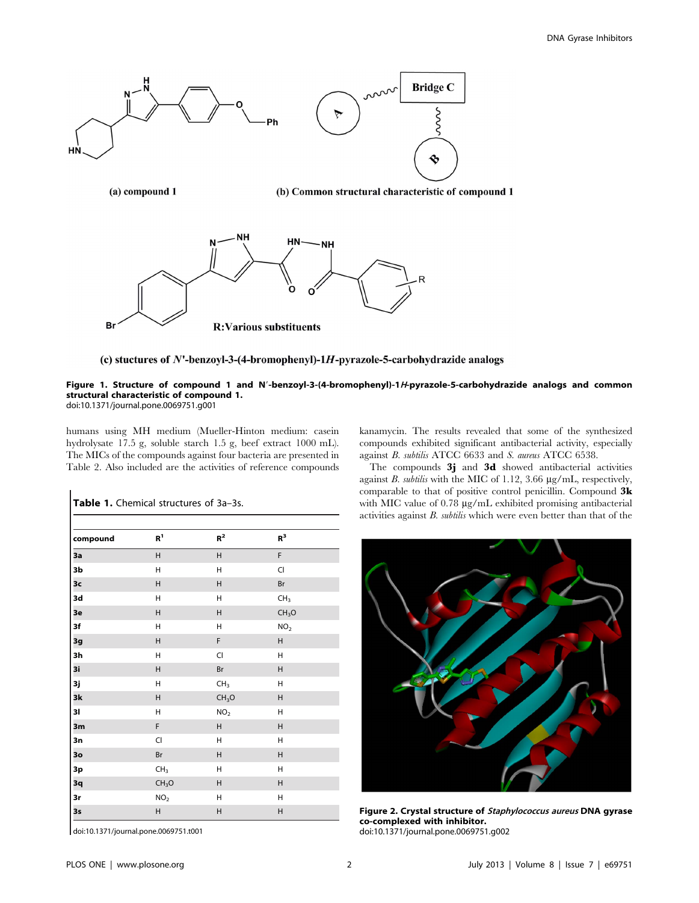(a) compound 1

(b) Common structural characteristic of compound 1

(c) stuctures of *N'*-benzoyl-3-(4-bromophenyl)-1*H*-pyrazole-5-carbohydrazide analogs

**Figure 1. Structure of compound 1 and N′-benzoyl-3-(4-bromophenyl)-1*H*-pyrazole-5-carbohydrazide analogs and common structural characteristic of compound 1.**
doi:10.1371/journal.pone.0069751.g001

humans using MH medium (Mueller-Hinton medium: casein hydrolysate 17.5 g, soluble starch 1.5 g, beef extract 1000 mL). The MICs of the compounds against four bacteria are presented in Table 2. Also included are the activities of reference compounds kanamycin. The results revealed that some of the synthesized compounds exhibited significant antibacterial activity, especially against *B. subtilis* ATCC 6633 and *S. aureus* ATCC 6538.

The compounds **3j** and **3d** showed antibacterial activities against *B. subtilis* with the MIC of 1.12, 3.66 μg/mL, respectively, comparable to that of positive control penicillin. Compound **3k** with MIC value of 0.78 μg/mL exhibited promising antibacterial activities against *B. subtilis* which were even better than that of the

**Table 1.** Chemical structures of 3a–3s.

| compound | $R^1$ | $R^2$ | $R^3$ |
|---|---|---|---|
| 3a | H | H | F |
| 3b | H | H | Cl |
| 3c | H | H | Br |
| 3d | H | H | $CH_3$ |
| 3e | H | H | $CH_3O$ |
| 3f | H | H | $NO_2$ |
| 3g | H | F | H |
| 3h | H | Cl | H |
| 3i | H | Br | H |
| 3j | H | $CH_3$ | H |
| 3k | H | $CH_3O$ | H |
| 3l | H | $NO_2$ | H |
| 3m | F | H | H |
| 3n | Cl | H | H |
| 3o | Br | H | H |
| 3p | $CH_3$ | H | H |
| 3q | $CH_3O$ | H | H |
| 3r | $NO_2$ | H | H |
| 3s | H | H | H |

doi:10.1371/journal.pone.0069751.t001

**Figure 2. Crystal structure of *Staphylococcus aureus* DNA gyrase co-complexed with inhibitor.**
doi:10.1371/journal.pone.0069751.g002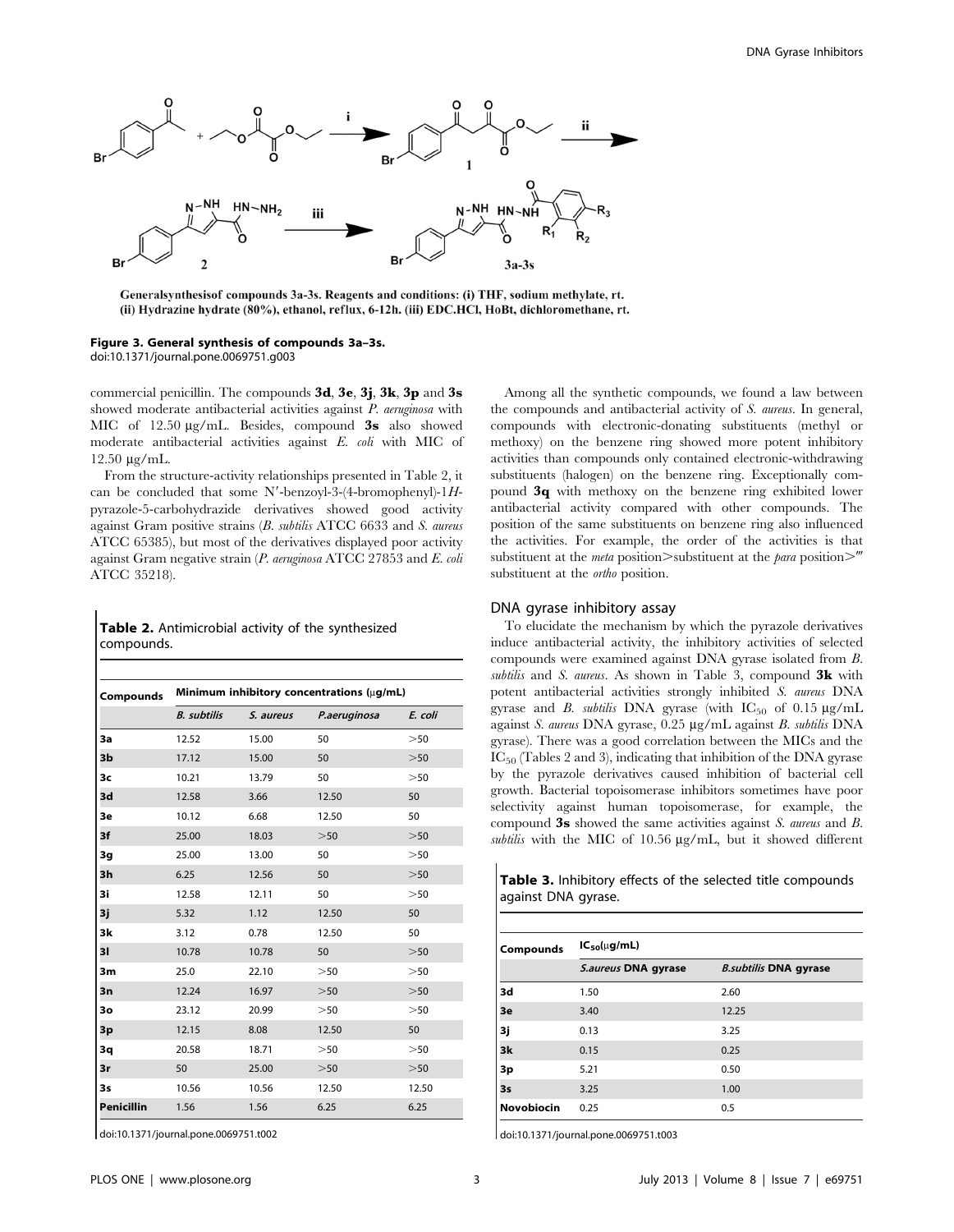Generalsynthesisof compounds 3a-3s. Reagents and conditions: (i) THF, sodium methylate, rt. (ii) Hydrazine hydrate (80%), ethanol, reflux, 6-12h. (iii) EDC.HCl, HoBt, dichloromethane, rt.

**Figure 3. General synthesis of compounds 3a–3s.**
doi:10.1371/journal.pone.0069751.g003

commercial penicillin. The compounds **3d**, **3e**, **3j**, **3k**, **3p** and **3s** showed moderate antibacterial activities against *P. aeruginosa* with MIC of 12.50 μg/mL. Besides, compound **3s** also showed moderate antibacterial activities against *E. coli* with MIC of 12.50 μg/mL.

From the structure-activity relationships presented in Table 2, it can be concluded that some N′-benzoyl-3-(4-bromophenyl)-1*H*-pyrazole-5-carbohydrazide derivatives showed good activity against Gram positive strains (*B. subtilis* ATCC 6633 and *S. aureus* ATCC 65385), but most of the derivatives displayed poor activity against Gram negative strain (*P. aeruginosa* ATCC 27853 and *E. coli* ATCC 35218).

**Table 2.** Antimicrobial activity of the synthesized compounds.

| Compounds | Minimum inhibitory concentrations (μg/mL) | | | |
|---|---|---|---|---|
| | *B. subtilis* | *S. aureus* | *P.aeruginosa* | *E. coli* |
| **3a** | 12.52 | 15.00 | 50 | >50 |
| **3b** | 17.12 | 15.00 | 50 | >50 |
| **3c** | 10.21 | 13.79 | 50 | >50 |
| **3d** | 12.58 | 3.66 | 12.50 | 50 |
| **3e** | 10.12 | 6.68 | 12.50 | 50 |
| **3f** | 25.00 | 18.03 | >50 | >50 |
| **3g** | 25.00 | 13.00 | 50 | >50 |
| **3h** | 6.25 | 12.56 | 50 | >50 |
| **3i** | 12.58 | 12.11 | 50 | >50 |
| **3j** | 5.32 | 1.12 | 12.50 | 50 |
| **3k** | 3.12 | 0.78 | 12.50 | 50 |
| **3l** | 10.78 | 10.78 | 50 | >50 |
| **3m** | 25.0 | 22.10 | >50 | >50 |
| **3n** | 12.24 | 16.97 | >50 | >50 |
| **3o** | 23.12 | 20.99 | >50 | >50 |
| **3p** | 12.15 | 8.08 | 12.50 | 50 |
| **3q** | 20.58 | 18.71 | >50 | >50 |
| **3r** | 50 | 25.00 | >50 | >50 |
| **3s** | 10.56 | 10.56 | 12.50 | 12.50 |
| **Penicillin** | 1.56 | 1.56 | 6.25 | 6.25 |

doi:10.1371/journal.pone.0069751.t002

Among all the synthetic compounds, we found a law between the compounds and antibacterial activity of *S. aureus*. In general, compounds with electronic-donating substituents (methyl or methoxy) on the benzene ring showed more potent inhibitory activities than compounds only contained electronic-withdrawing substituents (halogen) on the benzene ring. Exceptionally compound **3q** with methoxy on the benzene ring exhibited lower antibacterial activity compared with other compounds. The position of the same substituents on benzene ring also influenced the activities. For example, the order of the activities is that substituent at the *meta* position>substituent at the *para* position>‴ substituent at the *ortho* position.

## DNA gyrase inhibitory assay

To elucidate the mechanism by which the pyrazole derivatives induce antibacterial activity, the inhibitory activities of selected compounds were examined against DNA gyrase isolated from *B. subtilis* and *S. aureus*. As shown in Table 3, compound **3k** with potent antibacterial activities strongly inhibited *S. aureus* DNA gyrase and *B. subtilis* DNA gyrase (with $IC_{50}$ of 0.15 μg/mL against *S. aureus* DNA gyrase, 0.25 μg/mL against *B. subtilis* DNA gyrase). There was a good correlation between the MICs and the $IC_{50}$ (Tables 2 and 3), indicating that inhibition of the DNA gyrase by the pyrazole derivatives caused inhibition of bacterial cell growth. Bacterial topoisomerase inhibitors sometimes have poor selectivity against human topoisomerase, for example, the compound **3s** showed the same activities against *S. aureus* and *B. subtilis* with the MIC of 10.56 μg/mL, but it showed different

**Table 3.** Inhibitory effects of the selected title compounds against DNA gyrase.

| Compounds | $IC_{50}$(μg/mL) | |
|---|---|---|
| | *S.aureus* DNA gyrase | *B.subtilis* DNA gyrase |
| **3d** | 1.50 | 2.60 |
| **3e** | 3.40 | 12.25 |
| **3j** | 0.13 | 3.25 |
| **3k** | 0.15 | 0.25 |
| **3p** | 5.21 | 0.50 |
| **3s** | 3.25 | 1.00 |
| **Novobiocin** | 0.25 | 0.5 |

doi:10.1371/journal.pone.0069751.t003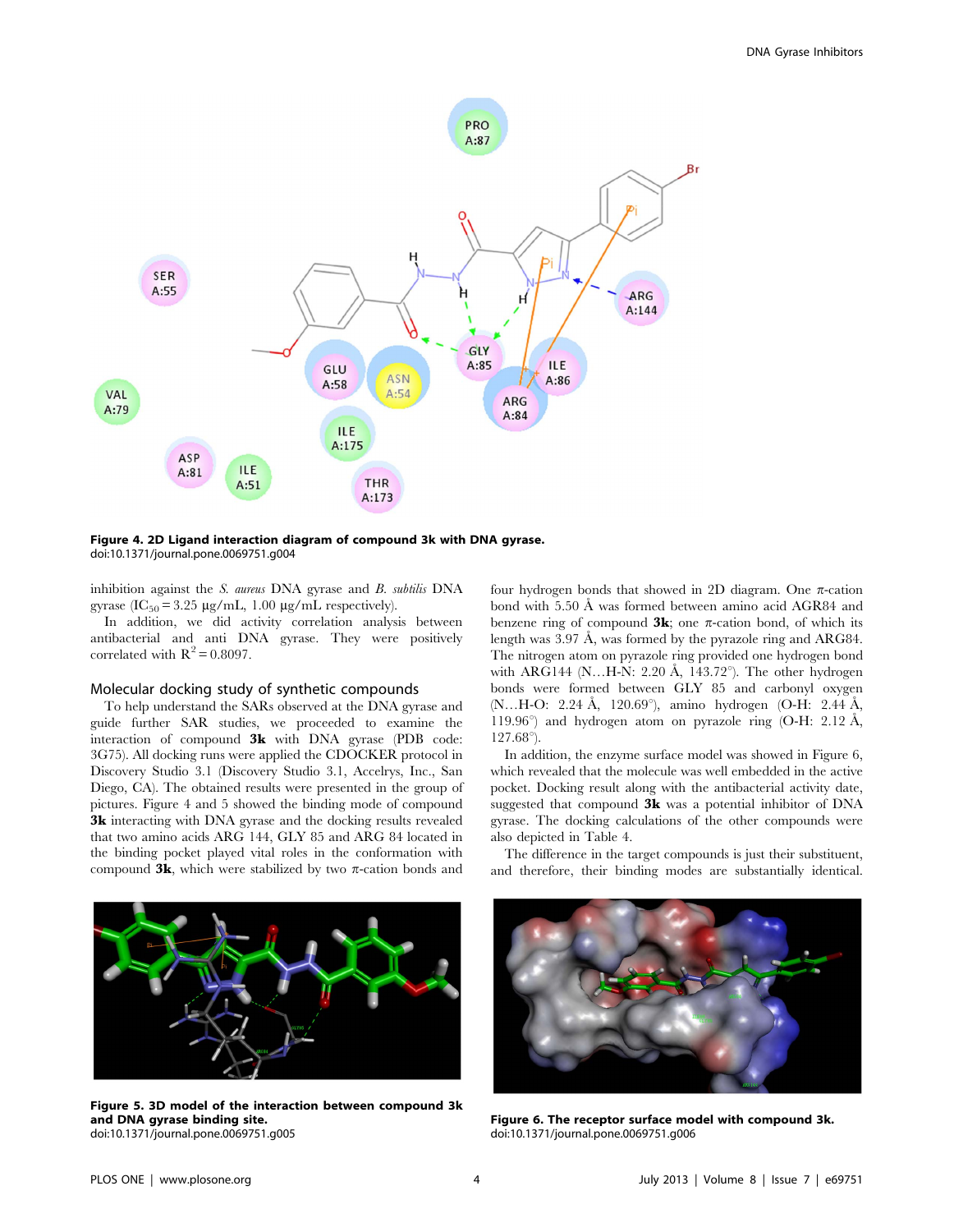Figure 4. 2D Ligand interaction diagram of compound 3k with DNA gyrase.
doi:10.1371/journal.pone.0069751.g004

inhibition against the *S. aureus* DNA gyrase and *B. subtilis* DNA gyrase ($IC_{50}$ = 3.25 μg/mL, 1.00 μg/mL respectively).

In addition, we did activity correlation analysis between antibacterial and anti DNA gyrase. They were positively correlated with $R^2$ = 0.8097.

## Molecular docking study of synthetic compounds

To help understand the SARs observed at the DNA gyrase and guide further SAR studies, we proceeded to examine the interaction of compound **3k** with DNA gyrase (PDB code: 3G75). All docking runs were applied the CDOCKER protocol in Discovery Studio 3.1 (Discovery Studio 3.1, Accelrys, Inc., San Diego, CA). The obtained results were presented in the group of pictures. Figure 4 and 5 showed the binding mode of compound **3k** interacting with DNA gyrase and the docking results revealed that two amino acids ARG 144, GLY 85 and ARG 84 located in the binding pocket played vital roles in the conformation with compound **3k**, which were stabilized by two π-cation bonds and four hydrogen bonds that showed in 2D diagram. One π-cation bond with 5.50 Å was formed between amino acid AGR84 and benzene ring of compound **3k**; one π-cation bond, of which its length was 3.97 Å, was formed by the pyrazole ring and ARG84. The nitrogen atom on pyrazole ring provided one hydrogen bond with ARG144 (N…H-N: 2.20 Å, 143.72°). The other hydrogen bonds were formed between GLY 85 and carbonyl oxygen (N…H-O: 2.24 Å, 120.69°), amino hydrogen (O-H: 2.44 Å, 119.96°) and hydrogen atom on pyrazole ring (O-H: 2.12 Å, 127.68°).

In addition, the enzyme surface model was showed in Figure 6, which revealed that the molecule was well embedded in the active pocket. Docking result along with the antibacterial activity date, suggested that compound **3k** was a potential inhibitor of DNA gyrase. The docking calculations of the other compounds were also depicted in Table 4.

The difference in the target compounds is just their substituent, and therefore, their binding modes are substantially identical.

Figure 5. 3D model of the interaction between compound 3k and DNA gyrase binding site.
doi:10.1371/journal.pone.0069751.g005

Figure 6. The receptor surface model with compound 3k.
doi:10.1371/journal.pone.0069751.g006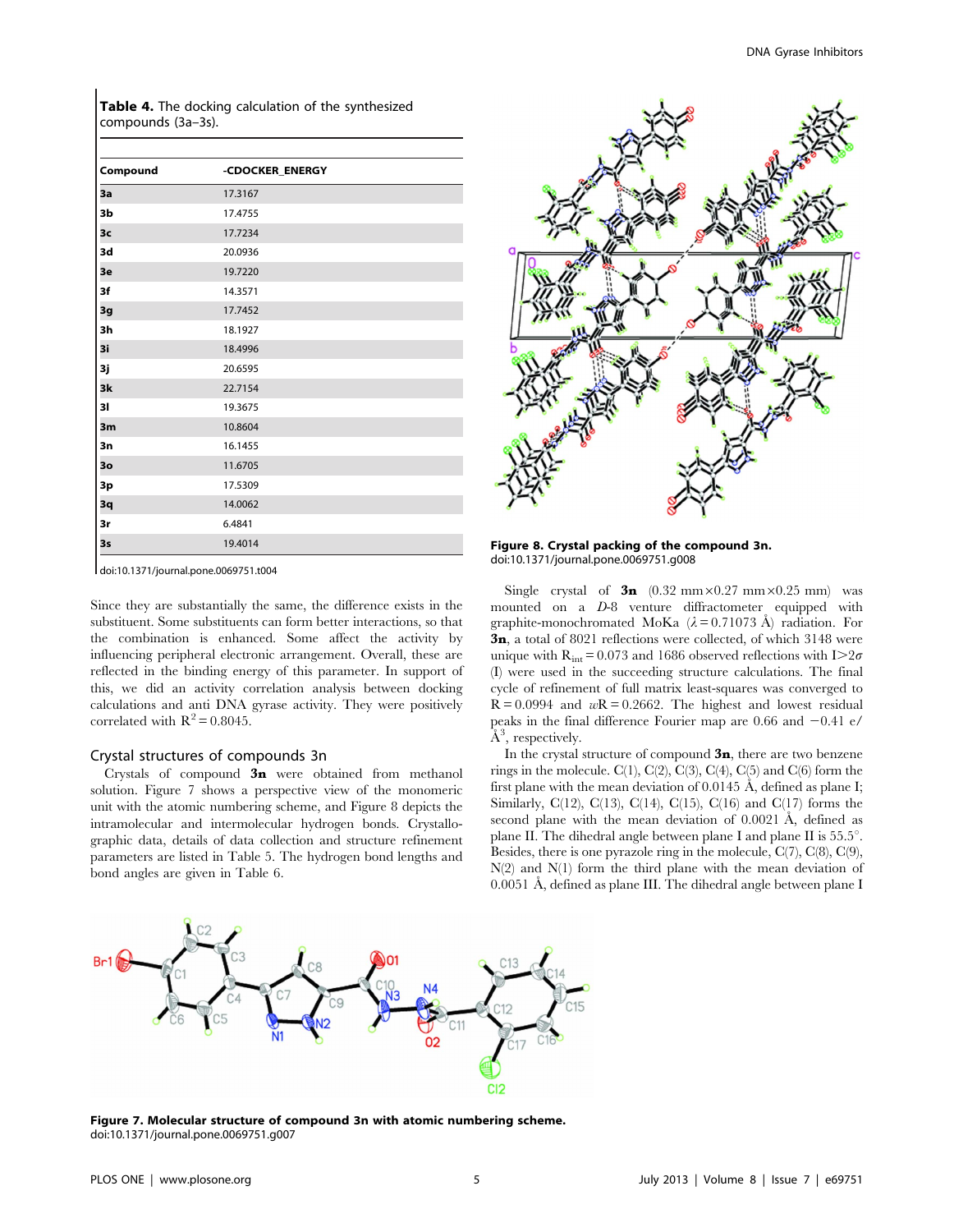**Table 4.** The docking calculation of the synthesized compounds (3a–3s).

| Compound | -CDOCKER_ENERGY |
|---|---|
| 3a | 17.3167 |
| 3b | 17.4755 |
| 3c | 17.7234 |
| 3d | 20.0936 |
| 3e | 19.7220 |
| 3f | 14.3571 |
| 3g | 17.7452 |
| 3h | 18.1927 |
| 3i | 18.4996 |
| 3j | 20.6595 |
| 3k | 22.7154 |
| 3l | 19.3675 |
| 3m | 10.8604 |
| 3n | 16.1455 |
| 3o | 11.6705 |
| 3p | 17.5309 |
| 3q | 14.0062 |
| 3r | 6.4841 |
| 3s | 19.4014 |

doi:10.1371/journal.pone.0069751.t004

Since they are substantially the same, the difference exists in the substituent. Some substituents can form better interactions, so that the combination is enhanced. Some affect the activity by influencing peripheral electronic arrangement. Overall, these are reflected in the binding energy of this parameter. In support of this, we did an activity correlation analysis between docking calculations and anti DNA gyrase activity. They were positively correlated with $R^2 = 0.8045$.

## Crystal structures of compounds 3n

Crystals of compound **3n** were obtained from methanol solution. Figure 7 shows a perspective view of the monomeric unit with the atomic numbering scheme, and Figure 8 depicts the intramolecular and intermolecular hydrogen bonds. Crystallographic data, details of data collection and structure refinement parameters are listed in Table 5. The hydrogen bond lengths and bond angles are given in Table 6.

**Figure 8. Crystal packing of the compound 3n.**
doi:10.1371/journal.pone.0069751.g008

Single crystal of **3n** (0.32 mm×0.27 mm×0.25 mm) was mounted on a *D*-8 venture diffractometer equipped with graphite-monochromated MoKa ($\lambda = 0.71073$ Å) radiation. For **3n**, a total of 8021 reflections were collected, of which 3148 were unique with $R_{int} = 0.073$ and 1686 observed reflections with $I > 2\sigma$ (I) were used in the succeeding structure calculations. The final cycle of refinement of full matrix least-squares was converged to $R = 0.0994$ and $wR = 0.2662$. The highest and lowest residual peaks in the final difference Fourier map are 0.66 and −0.41 e/Å$^3$, respectively.

In the crystal structure of compound **3n**, there are two benzene rings in the molecule. C(1), C(2), C(3), C(4), C(5) and C(6) form the first plane with the mean deviation of 0.0145 Å, defined as plane I; Similarly, C(12), C(13), C(14), C(15), C(16) and C(17) forms the second plane with the mean deviation of 0.0021 Å, defined as plane II. The dihedral angle between plane I and plane II is 55.5°. Besides, there is one pyrazole ring in the molecule, C(7), C(8), C(9), N(2) and N(1) form the third plane with the mean deviation of 0.0051 Å, defined as plane III. The dihedral angle between plane I

**Figure 7. Molecular structure of compound 3n with atomic numbering scheme.**
doi:10.1371/journal.pone.0069751.g007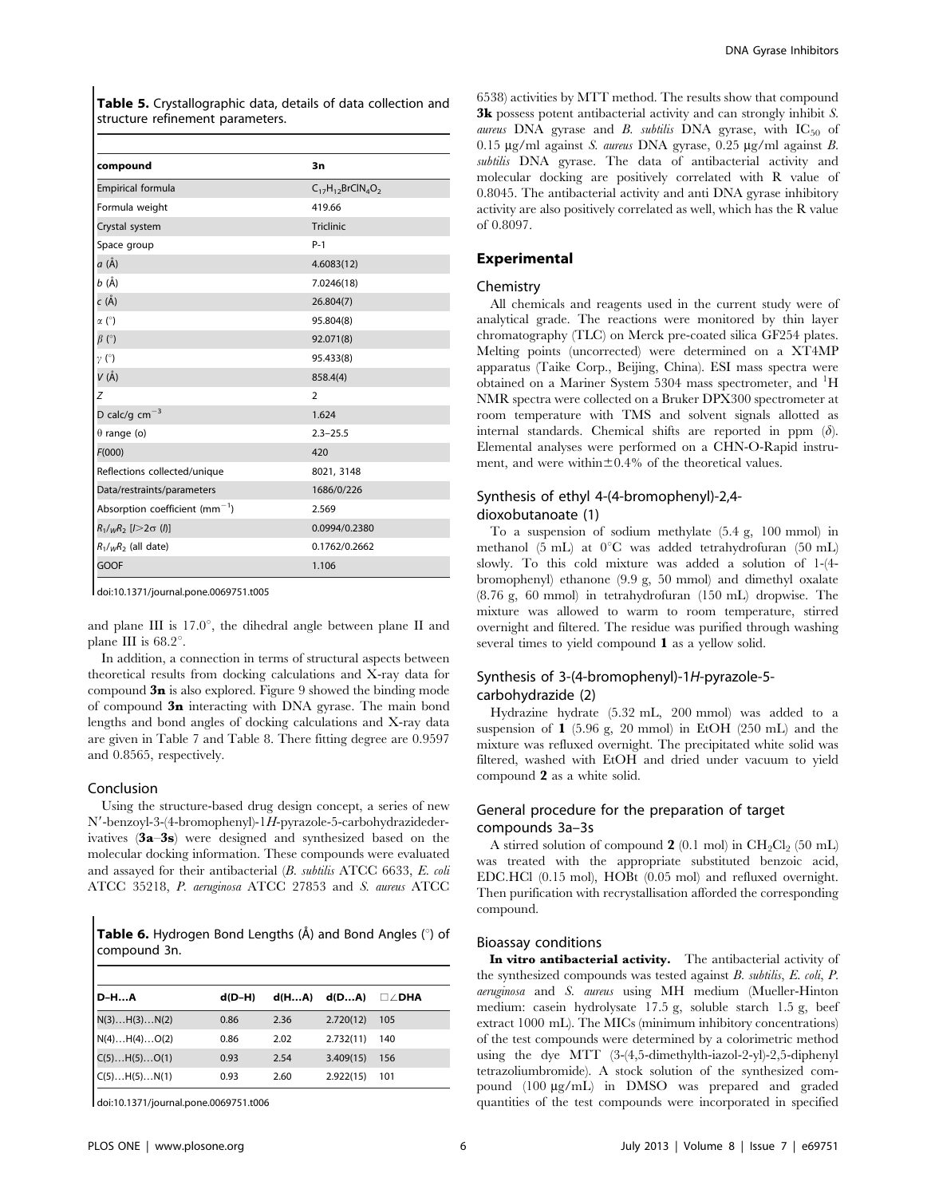**Table 5.** Crystallographic data, details of data collection and structure refinement parameters.

| compound | 3n |
|---|---|
| Empirical formula | $C_{17}H_{12}BrClN_4O_2$ |
| Formula weight | 419.66 |
| Crystal system | Triclinic |
| Space group | P-1 |
| $a$ (Å) | 4.6083(12) |
| $b$ (Å) | 7.0246(18) |
| $c$ (Å) | 26.804(7) |
| $\alpha$ (°) | 95.804(8) |
| $\beta$ (°) | 92.071(8) |
| $\gamma$ (°) | 95.433(8) |
| $V$ (Å) | 858.4(4) |
| $Z$ | 2 |
| D calc/g $cm^{-3}$ | 1.624 |
| θ range (o) | 2.3–25.5 |
| $F$(000) | 420 |
| Reflections collected/unique | 8021, 3148 |
| Data/restraints/parameters | 1686/0/226 |
| Absorption coefficient ($mm^{-1}$) | 2.569 |
| $R_1$/$_wR_2$ [$I$>2σ ($I$)] | 0.0994/0.2380 |
| $R_1$/$_wR_2$ (all date) | 0.1762/0.2662 |
| GOOF | 1.106 |

doi:10.1371/journal.pone.0069751.t005

and plane III is 17.0°, the dihedral angle between plane II and plane III is 68.2°.

In addition, a connection in terms of structural aspects between theoretical results from docking calculations and X-ray data for compound **3n** is also explored. Figure 9 showed the binding mode of compound **3n** interacting with DNA gyrase. The main bond lengths and bond angles of docking calculations and X-ray data are given in Table 7 and Table 8. There fitting degree are 0.9597 and 0.8565, respectively.

## Conclusion

Using the structure-based drug design concept, a series of new N′-benzoyl-3-(4-bromophenyl)-1*H*-pyrazole-5-carbohydrazidederivatives (**3a**–**3s**) were designed and synthesized based on the molecular docking information. These compounds were evaluated and assayed for their antibacterial (*B. subtilis* ATCC 6633, *E. coli* ATCC 35218, *P. aeruginosa* ATCC 27853 and *S. aureus* ATCC 6538) activities by MTT method. The results show that compound **3k** possess potent antibacterial activity and can strongly inhibit *S. aureus* DNA gyrase and *B. subtilis* DNA gyrase, with $IC_{50}$ of 0.15 μg/ml against *S. aureus* DNA gyrase, 0.25 μg/ml against *B. subtilis* DNA gyrase. The data of antibacterial activity and molecular docking are positively correlated with R value of 0.8045. The antibacterial activity and anti DNA gyrase inhibitory activity are also positively correlated as well, which has the R value of 0.8097.

**Table 6.** Hydrogen Bond Lengths (Å) and Bond Angles (°) of compound 3n.

| D–H…A | d(D–H) | d(H…A) | d(D…A) | ∠DHA |
|---|---|---|---|---|
| N(3)…H(3)…N(2) | 0.86 | 2.36 | 2.720(12) | 105 |
| N(4)…H(4)…O(2) | 0.86 | 2.02 | 2.732(11) | 140 |
| C(5)…H(5)…O(1) | 0.93 | 2.54 | 3.409(15) | 156 |
| C(5)…H(5)…N(1) | 0.93 | 2.60 | 2.922(15) | 101 |

doi:10.1371/journal.pone.0069751.t006

## Experimental

### Chemistry

All chemicals and reagents used in the current study were of analytical grade. The reactions were monitored by thin layer chromatography (TLC) on Merck pre-coated silica GF254 plates. Melting points (uncorrected) were determined on a XT4MP apparatus (Taike Corp., Beijing, China). ESI mass spectra were obtained on a Mariner System 5304 mass spectrometer, and $^1H$ NMR spectra were collected on a Bruker DPX300 spectrometer at room temperature with TMS and solvent signals allotted as internal standards. Chemical shifts are reported in ppm (δ). Elemental analyses were performed on a CHN-O-Rapid instrument, and were within±0.4% of the theoretical values.

### Synthesis of ethyl 4-(4-bromophenyl)-2,4-dioxobutanoate (1)

To a suspension of sodium methylate (5.4 g, 100 mmol) in methanol (5 mL) at 0°C was added tetrahydrofuran (50 mL) slowly. To this cold mixture was added a solution of 1-(4-bromophenyl) ethanone (9.9 g, 50 mmol) and dimethyl oxalate (8.76 g, 60 mmol) in tetrahydrofuran (150 mL) dropwise. The mixture was allowed to warm to room temperature, stirred overnight and filtered. The residue was purified through washing several times to yield compound **1** as a yellow solid.

### Synthesis of 3-(4-bromophenyl)-1H-pyrazole-5-carbohydrazide (2)

Hydrazine hydrate (5.32 mL, 200 mmol) was added to a suspension of **1** (5.96 g, 20 mmol) in EtOH (250 mL) and the mixture was refluxed overnight. The precipitated white solid was filtered, washed with EtOH and dried under vacuum to yield compound **2** as a white solid.

### General procedure for the preparation of target compounds 3a–3s

A stirred solution of compound **2** (0.1 mol) in $CH_2Cl_2$ (50 mL) was treated with the appropriate substituted benzoic acid, EDC.HCl (0.15 mol), HOBt (0.05 mol) and refluxed overnight. Then purification with recrystallisation afforded the corresponding compound.

### Bioassay conditions

**In vitro antibacterial activity.** The antibacterial activity of the synthesized compounds was tested against *B. subtilis*, *E. coli*, *P. aeruginosa* and *S. aureus* using MH medium (Mueller-Hinton medium: casein hydrolysate 17.5 g, soluble starch 1.5 g, beef extract 1000 mL). The MICs (minimum inhibitory concentrations) of the test compounds were determined by a colorimetric method using the dye MTT (3-(4,5-dimethylth-iazol-2-yl)-2,5-diphenyl tetrazoliumbromide). A stock solution of the synthesized compound (100 μg/mL) in DMSO was prepared and graded quantities of the test compounds were incorporated in specified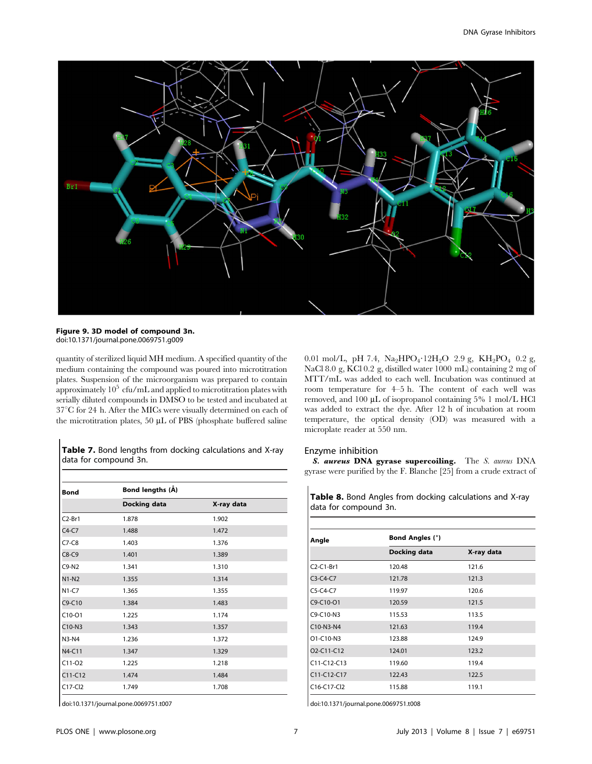**Figure 9. 3D model of compound 3n.**
doi:10.1371/journal.pone.0069751.g009

quantity of sterilized liquid MH medium. A specified quantity of the medium containing the compound was poured into microtitration plates. Suspension of the microorganism was prepared to contain approximately $10^5$ cfu/mL and applied to microtitration plates with serially diluted compounds in DMSO to be tested and incubated at 37°C for 24 h. After the MICs were visually determined on each of the microtitration plates, 50 μL of PBS (phosphate buffered saline 0.01 mol/L, pH 7.4, $Na_2HPO_4 \cdot 12H_2O$ 2.9 g, $KH_2PO_4$ 0.2 g, NaCl 8.0 g, KCl 0.2 g, distilled water 1000 mL) containing 2 mg of MTT/mL was added to each well. Incubation was continued at room temperature for 4–5 h. The content of each well was removed, and 100 μL of isopropanol containing 5% 1 mol/L HCl was added to extract the dye. After 12 h of incubation at room temperature, the optical density (OD) was measured with a microplate reader at 550 nm.

**Table 7.** Bond lengths from docking calculations and X-ray data for compound 3n.

| Bond | Bond lengths (Å) | |
|---|---|---|
| | Docking data | X-ray data |
| C2-Br1 | 1.878 | 1.902 |
| C4-C7 | 1.488 | 1.472 |
| C7-C8 | 1.403 | 1.376 |
| C8-C9 | 1.401 | 1.389 |
| C9-N2 | 1.341 | 1.310 |
| N1-N2 | 1.355 | 1.314 |
| N1-C7 | 1.365 | 1.355 |
| C9-C10 | 1.384 | 1.483 |
| C10-O1 | 1.225 | 1.174 |
| C10-N3 | 1.343 | 1.357 |
| N3-N4 | 1.236 | 1.372 |
| N4-C11 | 1.347 | 1.329 |
| C11-O2 | 1.225 | 1.218 |
| C11-C12 | 1.474 | 1.484 |
| C17-Cl2 | 1.749 | 1.708 |

doi:10.1371/journal.pone.0069751.t007

## Enzyme inhibition

***S. aureus* DNA gyrase supercoiling.** The *S. aureus* DNA gyrase were purified by the F. Blanche [25] from a crude extract of

**Table 8.** Bond Angles from docking calculations and X-ray data for compound 3n.

| Angle | Bond Angles (°) | |
|---|---|---|
| | Docking data | X-ray data |
| C2-C1-Br1 | 120.48 | 121.6 |
| C3-C4-C7 | 121.78 | 121.3 |
| C5-C4-C7 | 119.97 | 120.6 |
| C9-C10-O1 | 120.59 | 121.5 |
| C9-C10-N3 | 115.53 | 113.5 |
| C10-N3-N4 | 121.63 | 119.4 |
| O1-C10-N3 | 123.88 | 124.9 |
| O2-C11-C12 | 124.01 | 123.2 |
| C11-C12-C13 | 119.60 | 119.4 |
| C11-C12-C17 | 122.43 | 122.5 |
| C16-C17-Cl2 | 115.88 | 119.1 |

doi:10.1371/journal.pone.0069751.t008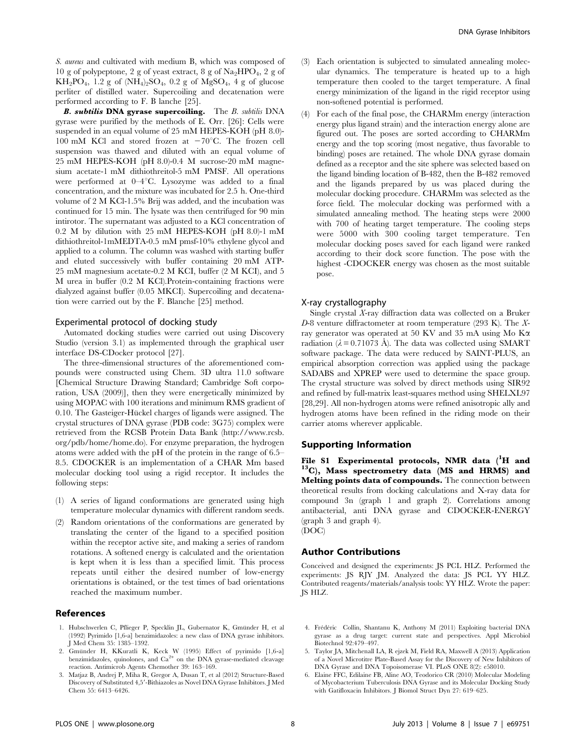*S. aureus* and cultivated with medium B, which was composed of 10 g of polypeptone, 2 g of yeast extract, 8 g of $Na_2HPO_4$, 2 g of $KH_2PO_4$, 1.2 g of $(NH_4)_2SO_4$, 0.2 g of $MgSO_4$, 4 g of glucose perliter of distilled water. Supercoiling and decatenation were performed according to F. B lanche [25].

***B. subtilis* DNA gyrase supercoiling.** The *B. subtilis* DNA gyrase were purified by the methods of E. Orr. [26]: Cells were suspended in an equal volume of 25 mM HEPES-KOH (pH 8.0)-100 mM KCl and stored frozen at −70°C. The frozen cell suspension was thawed and diluted with an equal volume of 25 mM HEPES-KOH (pH 8.0)-0.4 M sucrose-20 mM magnesium acetate-1 mM dithiothreitol-5 mM PMSF. All operations were performed at 0–4°C. Lysozyme was added to a final concentration, and the mixture was incubated for 2.5 h. One-third volume of 2 M KCl-1.5% Brij was added, and the incubation was continued for 15 min. The lysate was then centrifuged for 90 min intirotor. The supernatant was adjusted to a KCl concentration of 0.2 M by dilution with 25 mM HEPES-KOH (pH 8.0)-1 mM dithiothreitol-1mMEDTA-0.5 mM pmsf-10% ethylene glycol and applied to a column. The column was washed with starting buffer and eluted successively with buffer containing 20 mM ATP-25 mM magnesium acetate-0.2 M KCI, buffer (2 M KCl), and 5 M urea in buffer (0.2 M KCl).Protein-containing fractions were dialyzed against buffer (0.05 MKCI). Supercoiling and decatenation were carried out by the F. Blanche [25] method.

## Experimental protocol of docking study

Automated docking studies were carried out using Discovery Studio (version 3.1) as implemented through the graphical user interface DS-CDocker protocol [27].

The three-dimensional structures of the aforementioned compounds were constructed using Chem. 3D ultra 11.0 software [Chemical Structure Drawing Standard; Cambridge Soft corporation, USA (2009)], then they were energetically minimized by using MOPAC with 100 iterations and minimum RMS gradient of 0.10. The Gasteiger-Hückel charges of ligands were assigned. The crystal structures of DNA gyrase (PDB code: 3G75) complex were retrieved from the RCSB Protein Data Bank (http://www.rcsb.org/pdb/home/home.do). For enzyme preparation, the hydrogen atoms were added with the pH of the protein in the range of 6.5–8.5. CDOCKER is an implementation of a CHAR Mm based molecular docking tool using a rigid receptor. It includes the following steps:

(1) A series of ligand conformations are generated using high temperature molecular dynamics with different random seeds.
(2) Random orientations of the conformations are generated by translating the center of the ligand to a specified position within the receptor active site, and making a series of random rotations. A softened energy is calculated and the orientation is kept when it is less than a specified limit. This process repeats until either the desired number of low-energy orientations is obtained, or the test times of bad orientations reached the maximum number.
(3) Each orientation is subjected to simulated annealing molecular dynamics. The temperature is heated up to a high temperature then cooled to the target temperature. A final energy minimization of the ligand in the rigid receptor using non-softened potential is performed.
(4) For each of the final pose, the CHARMm energy (interaction energy plus ligand strain) and the interaction energy alone are figured out. The poses are sorted according to CHARMm energy and the top scoring (most negative, thus favorable to binding) poses are retained. The whole DNA gyrase domain defined as a receptor and the site sphere was selected based on the ligand binding location of B-482, then the B-482 removed and the ligands prepared by us was placed during the molecular docking procedure. CHARMm was selected as the force field. The molecular docking was performed with a simulated annealing method. The heating steps were 2000 with 700 of heating target temperature. The cooling steps were 5000 with 300 cooling target temperature. Ten molecular docking poses saved for each ligand were ranked according to their dock score function. The pose with the highest -CDOCKER energy was chosen as the most suitable pose.

## X-ray crystallography

Single crystal *X*-ray diffraction data was collected on a Bruker *D*-8 venture diffractometer at room temperature (293 K). The *X*-ray generator was operated at 50 KV and 35 mA using Mo Kα radiation ($\lambda = 0.71073$ Å). The data was collected using SMART software package. The data were reduced by SAINT-PLUS, an empirical absorption correction was applied using the package SADABS and XPREP were used to determine the space group. The crystal structure was solved by direct methods using SIR92 and refined by full-matrix least-squares method using SHELXL97 [28,29]. All non-hydrogen atoms were refined anisotropic ally and hydrogen atoms have been refined in the riding mode on their carrier atoms wherever applicable.

## Supporting Information

**File S1 Experimental protocols, NMR data ($^1$H and $^{13}$C), Mass spectrometry data (MS and HRMS) and Melting points data of compounds.** The connection between theoretical results from docking calculations and X-ray data for compound 3n (graph 1 and graph 2). Correlations among antibacterial, anti DNA gyrase and CDOCKER-ENERGY (graph 3 and graph 4).
(DOC)

## Author Contributions

Conceived and designed the experiments: JS PCL HLZ. Performed the experiments: JS RJY JM. Analyzed the data: JS PCL YY HLZ. Contributed reagents/materials/analysis tools: YY HLZ. Wrote the paper: JS HLZ.

## References

1. Hubschwerlen C, Pflieger P, Specklin JL, Gubernator K, Gmünder H, et al (1992) Pyrimido [1,6-a] benzimidazoles: a new class of DNA gyrase inhibitors. J Med Chem 35: 1385–1392.
2. Gmünder H, KKuratli K, Keck W (1995) Effect of pyrimido [1,6-a] benzimidazoles, quinolones, and $Ca^{2+}$ on the DNA gyrase-mediated cleavage reaction. Antimicrob Agents Chemother 39: 163–169.
3. Matjaz B, Andrej P, Miha R, Gregor A, Dusan T, et al (2012) Structure-Based Discovery of Substituted 4,5′-Bithiazoles as Novel DNA Gyrase Inhibitors. J Med Chem 55: 6413–6426.
4. Frédéric Collin, Shantanu K, Anthony M (2011) Exploiting bacterial DNA gyrase as a drug target: current state and perspectives. Appl Microbiol Biotechnol 92:479–497.
5. Taylor JA, Mitchenall LA, R ejzek M, Field RA, Maxwell A (2013) Application of a Novel Microtitre Plate-Based Assay for the Discovery of New Inhibitors of DNA Gyrase and DNA Topoisomerase VI. PLoS ONE 8(2): e58010.
6. Elaine FFC, Edilaine FB, Aline AO, Teodorico CR (2010) Molecular Modeling of Mycobacterium Tuberculosis DNA Gyrase and its Molecular Docking Study with Gatifloxacin Inhibitors. J Biomol Struct Dyn 27: 619–625.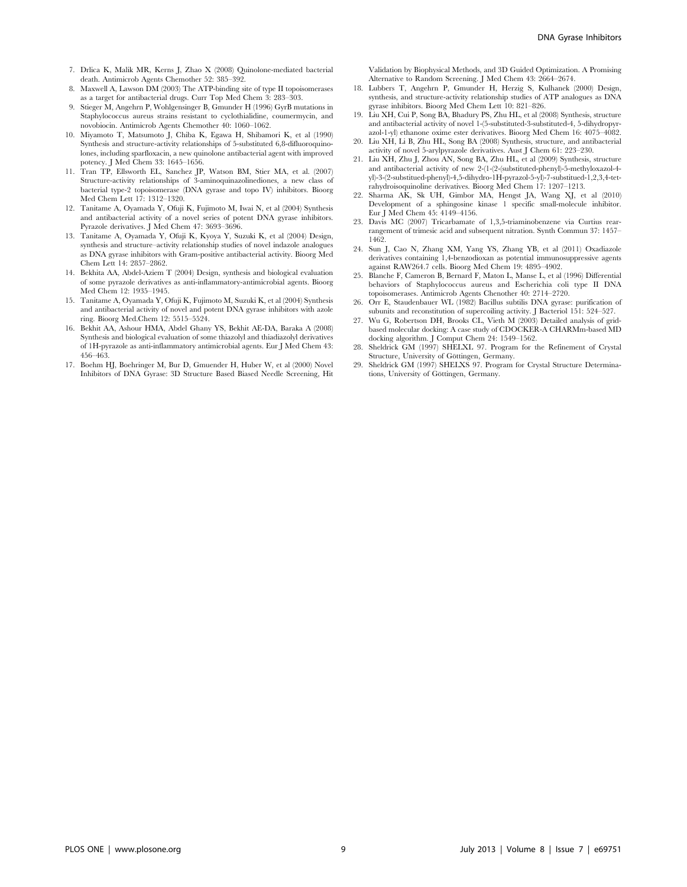7. Drlica K, Malik MR, Kerns J, Zhao X (2008) Quinolone-mediated bacterial death. Antimicrob Agents Chemother 52: 385–392.
8. Maxwell A, Lawson DM (2003) The ATP-binding site of type II topoisomerases as a target for antibacterial drugs. Curr Top Med Chem 3: 283–303.
9. Stieger M, Angehrn P, Wohlgensinger B, Gmunder H (1996) GyrB mutations in Staphylococcus aureus strains resistant to cyclothialidine, coumermycin, and novobiocin. Antimicrob Agents Chemother 40: 1060–1062.
10. Miyamoto T, Matsumoto J, Chiba K, Egawa H, Shibamori K, et al (1990) Synthesis and structure-activity relationships of 5-substituted 6,8-difluoroquinolones, including sparfloxacin, a new quinolone antibacterial agent with improved potency. J Med Chem 33: 1645–1656.
11. Tran TP, Ellsworth EL, Sanchez JP, Watson BM, Stier MA, et al. (2007) Structure-activity relationships of 3-aminoquinazolinediones, a new class of bacterial type-2 topoisomerase (DNA gyrase and topo IV) inhibitors. Bioorg Med Chem Lett 17: 1312–1320.
12. Tanitame A, Oyamada Y, Ofuji K, Fujimoto M, Iwai N, et al (2004) Synthesis and antibacterial activity of a novel series of potent DNA gyrase inhibitors. Pyrazole derivatives. J Med Chem 47: 3693–3696.
13. Tanitame A, Oyamada Y, Ofuji K, Kyoya Y, Suzuki K, et al (2004) Design, synthesis and structure–activity relationship studies of novel indazole analogues as DNA gyrase inhibitors with Gram-positive antibacterial activity. Bioorg Med Chem Lett 14: 2857–2862.
14. Bekhita AA, Abdel-Aziem T (2004) Design, synthesis and biological evaluation of some pyrazole derivatives as anti-inflammatory-antimicrobial agents. Bioorg Med Chem 12: 1935–1945.
15. Tanitame A, Oyamada Y, Ofuji K, Fujimoto M, Suzuki K, et al (2004) Synthesis and antibacterial activity of novel and potent DNA gyrase inhibitors with azole ring. Bioorg Med.Chem 12: 5515–5524.
16. Bekhit AA, Ashour HMA, Abdel Ghany YS, Bekhit AE-DA, Baraka A (2008) Synthesis and biological evaluation of some thiazolyl and thiadiazolyl derivatives of 1H-pyrazole as anti-inflammatory antimicrobial agents. Eur J Med Chem 43: 456–463.
17. Boehm HJ, Boehringer M, Bur D, Gmuender H, Huber W, et al (2000) Novel Inhibitors of DNA Gyrase: 3D Structure Based Biased Needle Screening, Hit Validation by Biophysical Methods, and 3D Guided Optimization. A Promising Alternative to Random Screening. J Med Chem 43: 2664–2674.
18. Lubbers T, Angehrn P, Gmunder H, Herzig S, Kulhanek (2000) Design, synthesis, and structure-activity relationship studies of ATP analogues as DNA gyrase inhibitors. Bioorg Med Chem Lett 10: 821–826.
19. Liu XH, Cui P, Song BA, Bhadury PS, Zhu HL, et al (2008) Synthesis, structure and antibacterial activity of novel 1-(5-substituted-3-substituted-4, 5-dihydropyrazol-1-yl) ethanone oxime ester derivatives. Bioorg Med Chem 16: 4075–4082.
20. Liu XH, Li B, Zhu HL, Song BA (2008) Synthesis, structure, and antibacterial activity of novel 5-arylpyrazole derivatives. Aust J Chem 61: 223–230.
21. Liu XH, Zhu J, Zhou AN, Song BA, Zhu HL, et al (2009) Synthesis, structure and antibacterial activity of new 2-(1-(2-(substituted-phenyl)-5-methyloxazol-4-yl)-3-(2-substitued-phenyl)-4,5-dihydro-1H-pyrazol-5-yl)-7-substitued-1,2,3,4-tetrahydroisoquinoline derivatives. Bioorg Med Chem 17: 1207–1213.
22. Sharma AK, Sk UH, Gimbor MA, Hengst JA, Wang XJ, et al (2010) Development of a sphingosine kinase 1 specific small-molecule inhibitor. Eur J Med Chem 45: 4149–4156.
23. Davis MC (2007) Tricarbamate of 1,3,5-triaminobenzene via Curtius rearrangement of trimesic acid and subsequent nitration. Synth Commun 37: 1457–1462.
24. Sun J, Cao N, Zhang XM, Yang YS, Zhang YB, et al (2011) Oxadiazole derivatives containing 1,4-benzodioxan as potential immunosuppressive agents against RAW264.7 cells. Bioorg Med Chem 19: 4895–4902.
25. Blanche F, Cameron B, Bernard F, Maton L, Manse L, et al (1996) Differential behaviors of Staphylococcus aureus and Escherichia coli type II DNA topoisomerases. Antimicrob Agents Chenother 40: 2714–2720.
26. Orr E, Staudenbauer WL (1982) Bacillus subtilis DNA gyrase: purification of subunits and reconstitution of supercoiling activity. J Bacteriol 151: 524–527.
27. Wu G, Robertson DH, Brooks CL, Vieth M (2003) Detailed analysis of grid-based molecular docking: A case study of CDOCKER-A CHARMm-based MD docking algorithm. J Comput Chem 24: 1549–1562.
28. Sheldrick GM (1997) SHELXL 97. Program for the Refinement of Crystal Structure, University of Göttingen, Germany.
29. Sheldrick GM (1997) SHELXS 97. Program for Crystal Structure Determinations, University of Göttingen, Germany.